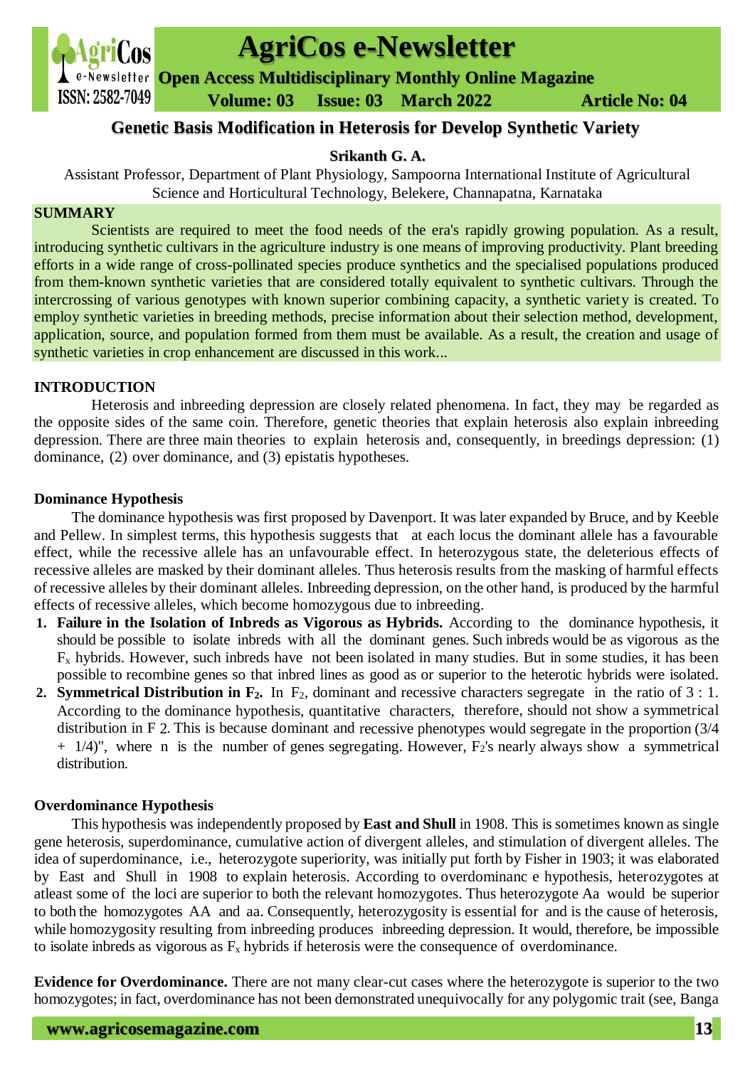# Genetic Basis Modification in Heterosis for Develop Synthetic Variety

**Srikanth G. A.**

Assistant Professor, Department of Plant Physiology, Sampoorna International Institute of Agricultural Science and Horticultural Technology, Belekere, Channapatna, Karnataka

## SUMMARY

Scientists are required to meet the food needs of the era's rapidly growing population. As a result, introducing synthetic cultivars in the agriculture industry is one means of improving productivity. Plant breeding efforts in a wide range of cross-pollinated species produce synthetics and the specialised populations produced from them-known synthetic varieties that are considered totally equivalent to synthetic cultivars. Through the intercrossing of various genotypes with known superior combining capacity, a synthetic variety is created. To employ synthetic varieties in breeding methods, precise information about their selection method, development, application, source, and population formed from them must be available. As a result, the creation and usage of synthetic varieties in crop enhancement are discussed in this work...

## INTRODUCTION

Heterosis and inbreeding depression are closely related phenomena. In fact, they may be regarded as the opposite sides of the same coin. Therefore, genetic theories that explain heterosis also explain inbreeding depression. There are three main theories to explain heterosis and, consequently, in breedings depression: (1) dominance, (2) over dominance, and (3) epistatis hypotheses.

### Dominance Hypothesis

The dominance hypothesis was first proposed by Davenport. It was later expanded by Bruce, and by Keeble and Pellew. In simplest terms, this hypothesis suggests that at each locus the dominant allele has a favourable effect, while the recessive allele has an unfavourable effect. In heterozygous state, the deleterious effects of recessive alleles are masked by their dominant alleles. Thus heterosis results from the masking of harmful effects of recessive alleles by their dominant alleles. Inbreeding depression, on the other hand, is produced by the harmful effects of recessive alleles, which become homozygous due to inbreeding.

1. **Failure in the Isolation of Inbreds as Vigorous as Hybrids.** According to the dominance hypothesis, it should be possible to isolate inbreds with all the dominant genes. Such inbreds would be as vigorous as the $F_x$ hybrids. However, such inbreds have not been isolated in many studies. But in some studies, it has been possible to recombine genes so that inbred lines as good as or superior to the heterotic hybrids were isolated.
2. **Symmetrical Distribution in $F_2$.** In $F_2$, dominant and recessive characters segregate in the ratio of 3 : 1. According to the dominance hypothesis, quantitative characters, therefore, should not show a symmetrical distribution in F 2. This is because dominant and recessive phenotypes would segregate in the proportion (3/4 + 1/4)", where n is the number of genes segregating. However, $F_2$'s nearly always show a symmetrical distribution.

### Overdominance Hypothesis

This hypothesis was independently proposed by **East and Shull** in 1908. This is sometimes known as single gene heterosis, superdominance, cumulative action of divergent alleles, and stimulation of divergent alleles. The idea of superdominance, i.e., heterozygote superiority, was initially put forth by Fisher in 1903; it was elaborated by East and Shull in 1908 to explain heterosis. According to overdominanc e hypothesis, heterozygotes at atleast some of the loci are superior to both the relevant homozygotes. Thus heterozygote Aa would be superior to both the homozygotes AA and aa. Consequently, heterozygosity is essential for and is the cause of heterosis, while homozygosity resulting from inbreeding produces inbreeding depression. It would, therefore, be impossible to isolate inbreds as vigorous as $F_x$ hybrids if heterosis were the consequence of overdominance.

**Evidence for Overdominance.** There are not many clear-cut cases where the heterozygote is superior to the two homozygotes; in fact, overdominance has not been demonstrated unequivocally for any polygomic trait (see, Banga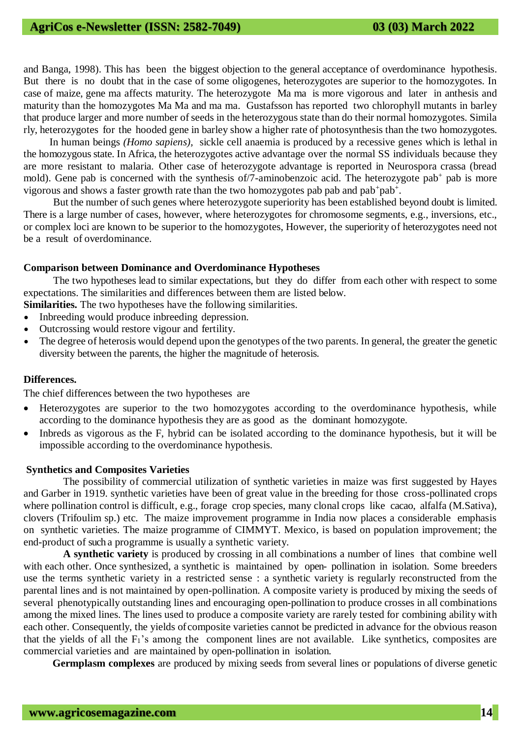and Banga, 1998). This has been the biggest objection to the general acceptance of overdominance hypothesis. But there is no doubt that in the case of some oligogenes, heterozygotes are superior to the homozygotes. In case of maize, gene ma affects maturity. The heterozygote Ma ma is more vigorous and later in anthesis and maturity than the homozygotes Ma Ma and ma ma. Gustafsson has reported two chlorophyll mutants in barley that produce larger and more number of seeds in the heterozygous state than do their normal homozygotes. Similarly, heterozygotes for the hooded gene in barley show a higher rate of photosynthesis than the two homozygotes.

In human beings *(Homo sapiens)*, sickle cell anaemia is produced by a recessive genes which is lethal in the homozygous state. In Africa, the heterozygotes active advantage over the normal SS individuals because they are more resistant to malaria. Other case of heterozygote advantage is reported in Neurospora crassa (bread mold). Gene pab is concerned with the synthesis of/7-aminobenzoic acid. The heterozygote $pab^+$ pab is more vigorous and shows a faster growth rate than the two homozygotes pab pab and $pab^+pab^+$.

But the number of such genes where heterozygote superiority has been established beyond doubt is limited. There is a large number of cases, however, where heterozygotes for chromosome segments, e.g., inversions, etc., or complex loci are known to be superior to the homozygotes, However, the superiority of heterozygotes need not be a result of overdominance.

**Comparison between Dominance and Overdominance Hypotheses**

The two hypotheses lead to similar expectations, but they do differ from each other with respect to some expectations. The similarities and differences between them are listed below.

**Similarities.** The two hypotheses have the following similarities.

- Inbreeding would produce inbreeding depression.
- Outcrossing would restore vigour and fertility.
- The degree of heterosis would depend upon the genotypes of the two parents. In general, the greater the genetic diversity between the parents, the higher the magnitude of heterosis.

**Differences.**

The chief differences between the two hypotheses are

- Heterozygotes are superior to the two homozygotes according to the overdominance hypothesis, while according to the dominance hypothesis they are as good as the dominant homozygote.
- Inbreds as vigorous as the F, hybrid can be isolated according to the dominance hypothesis, but it will be impossible according to the overdominance hypothesis.

**Synthetics and Composites Varieties**

The possibility of commercial utilization of synthetic varieties in maize was first suggested by Hayes and Garber in 1919. synthetic varieties have been of great value in the breeding for those cross-pollinated crops where pollination control is difficult, e.g., forage crop species, many clonal crops like cacao, alfalfa (M.Sativa), clovers (Trifoulim sp.) etc. The maize improvement programme in India now places a considerable emphasis on synthetic varieties. The maize programme of CIMMYT. Mexico, is based on population improvement; the end-product of such a programme is usually a synthetic variety.

**A synthetic variety** is produced by crossing in all combinations a number of lines that combine well with each other. Once synthesized, a synthetic is maintained by open- pollination in isolation. Some breeders use the terms synthetic variety in a restricted sense : a synthetic variety is regularly reconstructed from the parental lines and is not maintained by open-pollination. A composite variety is produced by mixing the seeds of several phenotypically outstanding lines and encouraging open-pollination to produce crosses in all combinations among the mixed lines. The lines used to produce a composite variety are rarely tested for combining ability with each other. Consequently, the yields of composite varieties cannot be predicted in advance for the obvious reason that the yields of all the $F_1$'s among the component lines are not available. Like synthetics, composites are commercial varieties and are maintained by open-pollination in isolation.

**Germplasm complexes** are produced by mixing seeds from several lines or populations of diverse genetic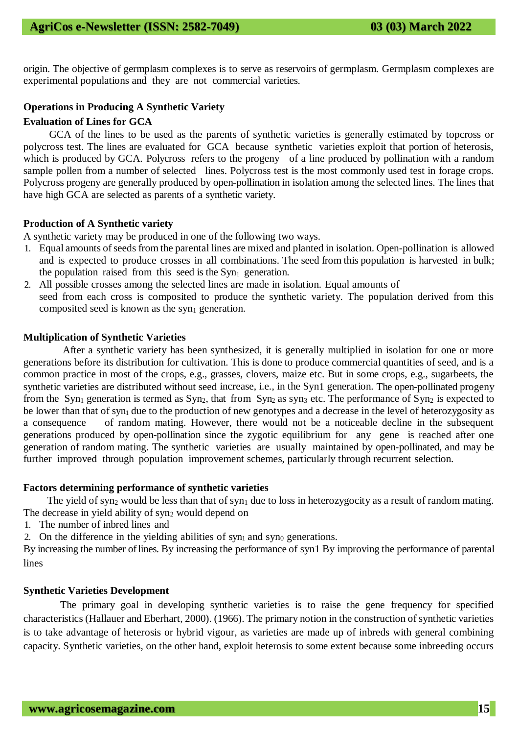origin. The objective of germplasm complexes is to serve as reservoirs of germplasm. Germplasm complexes are experimental populations and they are not commercial varieties.

## Operations in Producing A Synthetic Variety

### Evaluation of Lines for GCA

GCA of the lines to be used as the parents of synthetic varieties is generally estimated by topcross or polycross test. The lines are evaluated for GCA because synthetic varieties exploit that portion of heterosis, which is produced by GCA. Polycross refers to the progeny of a line produced by pollination with a random sample pollen from a number of selected lines. Polycross test is the most commonly used test in forage crops. Polycross progeny are generally produced by open-pollination in isolation among the selected lines. The lines that have high GCA are selected as parents of a synthetic variety.

### Production of A Synthetic variety

A synthetic variety may be produced in one of the following two ways.

1. Equal amounts of seeds from the parental lines are mixed and planted in isolation. Open-pollination is allowed and is expected to produce crosses in all combinations. The seed from this population is harvested in bulk; the population raised from this seed is the $Syn_1$ generation.
2. All possible crosses among the selected lines are made in isolation. Equal amounts of seed from each cross is composited to produce the synthetic variety. The population derived from this composited seed is known as the $syn_1$ generation.

### Multiplication of Synthetic Varieties

After a synthetic variety has been synthesized, it is generally multiplied in isolation for one or more generations before its distribution for cultivation. This is done to produce commercial quantities of seed, and is a common practice in most of the crops, e.g., grasses, clovers, maize etc. But in some crops, e.g., sugarbeets, the synthetic varieties are distributed without seed increase, i.e., in the Syn1 generation. The open-pollinated progeny from the $Syn_1$ generation is termed as $Syn_2$, that from $Syn_2$ as $syn_3$ etc. The performance of $Syn_2$ is expected to be lower than that of $syn_1$ due to the production of new genotypes and a decrease in the level of heterozygosity as a consequence of random mating. However, there would not be a noticeable decline in the subsequent generations produced by open-pollination since the zygotic equilibrium for any gene is reached after one generation of random mating. The synthetic varieties are usually maintained by open-pollinated, and may be further improved through population improvement schemes, particularly through recurrent selection.

### Factors determining performance of synthetic varieties

The yield of $syn_2$ would be less than that of $syn_1$ due to loss in heterozygocity as a result of random mating. The decrease in yield ability of $syn_2$ would depend on

1. The number of inbred lines and
2. On the difference in the yielding abilities of $syn_1$ and $syn_0$ generations.

By increasing the number of lines. By increasing the performance of syn1 By improving the performance of parental lines

### Synthetic Varieties Development

The primary goal in developing synthetic varieties is to raise the gene frequency for specified characteristics (Hallauer and Eberhart, 2000). (1966). The primary notion in the construction of synthetic varieties is to take advantage of heterosis or hybrid vigour, as varieties are made up of inbreds with general combining capacity. Synthetic varieties, on the other hand, exploit heterosis to some extent because some inbreeding occurs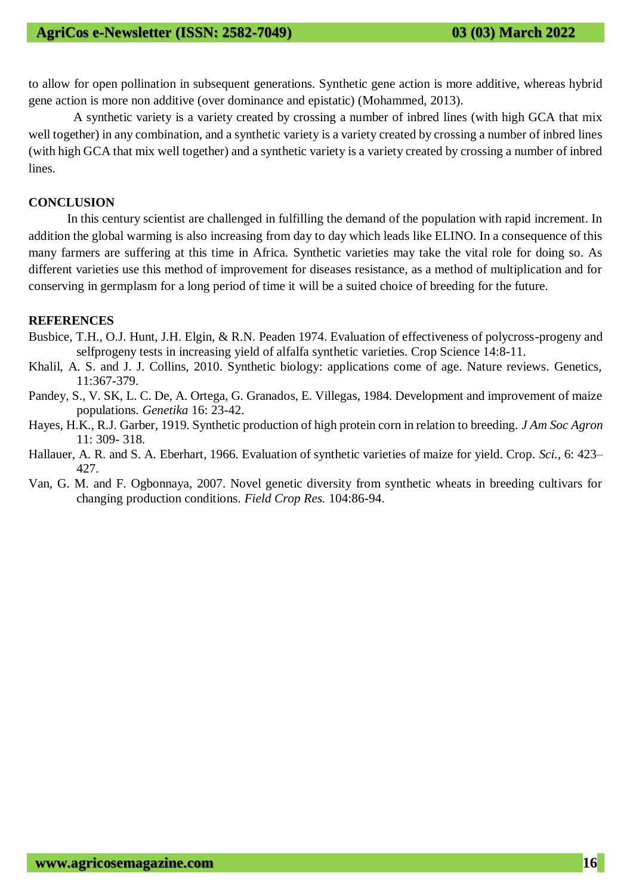to allow for open pollination in subsequent generations. Synthetic gene action is more additive, whereas hybrid gene action is more non additive (over dominance and epistatic) (Mohammed, 2013).

A synthetic variety is a variety created by crossing a number of inbred lines (with high GCA that mix well together) in any combination, and a synthetic variety is a variety created by crossing a number of inbred lines (with high GCA that mix well together) and a synthetic variety is a variety created by crossing a number of inbred lines.

## CONCLUSION

In this century scientist are challenged in fulfilling the demand of the population with rapid increment. In addition the global warming is also increasing from day to day which leads like ELINO. In a consequence of this many farmers are suffering at this time in Africa. Synthetic varieties may take the vital role for doing so. As different varieties use this method of improvement for diseases resistance, as a method of multiplication and for conserving in germplasm for a long period of time it will be a suited choice of breeding for the future.

## REFERENCES

Busbice, T.H., O.J. Hunt, J.H. Elgin, & R.N. Peaden 1974. Evaluation of effectiveness of polycross-progeny and selfprogeny tests in increasing yield of alfalfa synthetic varieties. Crop Science 14:8-11.

Khalil, A. S. and J. J. Collins, 2010. Synthetic biology: applications come of age. Nature reviews. Genetics, 11:367-379.

Pandey, S., V. SK, L. C. De, A. Ortega, G. Granados, E. Villegas, 1984. Development and improvement of maize populations. *Genetika* 16: 23-42.

Hayes, H.K., R.J. Garber, 1919. Synthetic production of high protein corn in relation to breeding. *J Am Soc Agron* 11: 309- 318.

Hallauer, A. R. and S. A. Eberhart, 1966. Evaluation of synthetic varieties of maize for yield. Crop. *Sci.*, 6: 423–427.

Van, G. M. and F. Ogbonnaya, 2007. Novel genetic diversity from synthetic wheats in breeding cultivars for changing production conditions. *Field Crop Res.* 104:86-94.